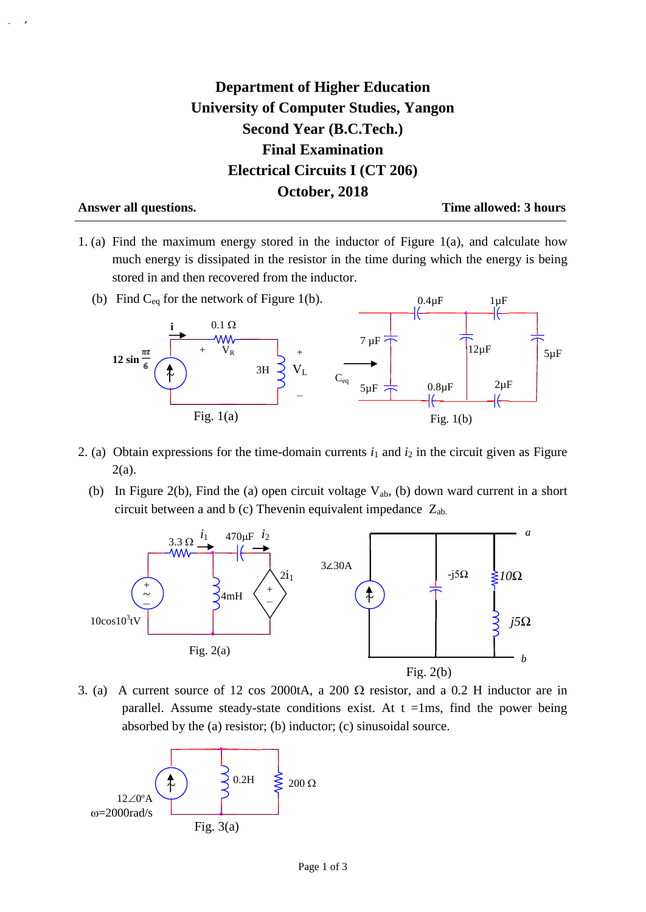# Department of Higher Education
# University of Computer Studies, Yangon
## Second Year (B.C.Tech.)
## Final Examination
## Electrical Circuits I (CT 206)
## October, 2018

**Answer all questions.** **Time allowed: 3 hours**

---

1. (a) Find the maximum energy stored in the inductor of Figure 1(a), and calculate how much energy is dissipated in the resistor in the time during which the energy is being stored in and then recovered from the inductor.

   (b) Find $C_{eq}$ for the network of Figure 1(b).

Fig. 1(a)

Fig. 1(b)

2. (a) Obtain expressions for the time-domain currents $i_1$ and $i_2$ in the circuit given as Figure 2(a).

   (b) In Figure 2(b), Find the (a) open circuit voltage $V_{ab}$, (b) down ward current in a short circuit between a and b (c) Thevenin equivalent impedance $Z_{ab}$.

Fig. 2(a)

Fig. 2(b)

3. (a) A current source of 12 cos 2000tA, a 200 Ω resistor, and a 0.2 H inductor are in parallel. Assume steady-state conditions exist. At t =1ms, find the power being absorbed by the (a) resistor; (b) inductor; (c) sinusoidal source.

Fig. 3(a)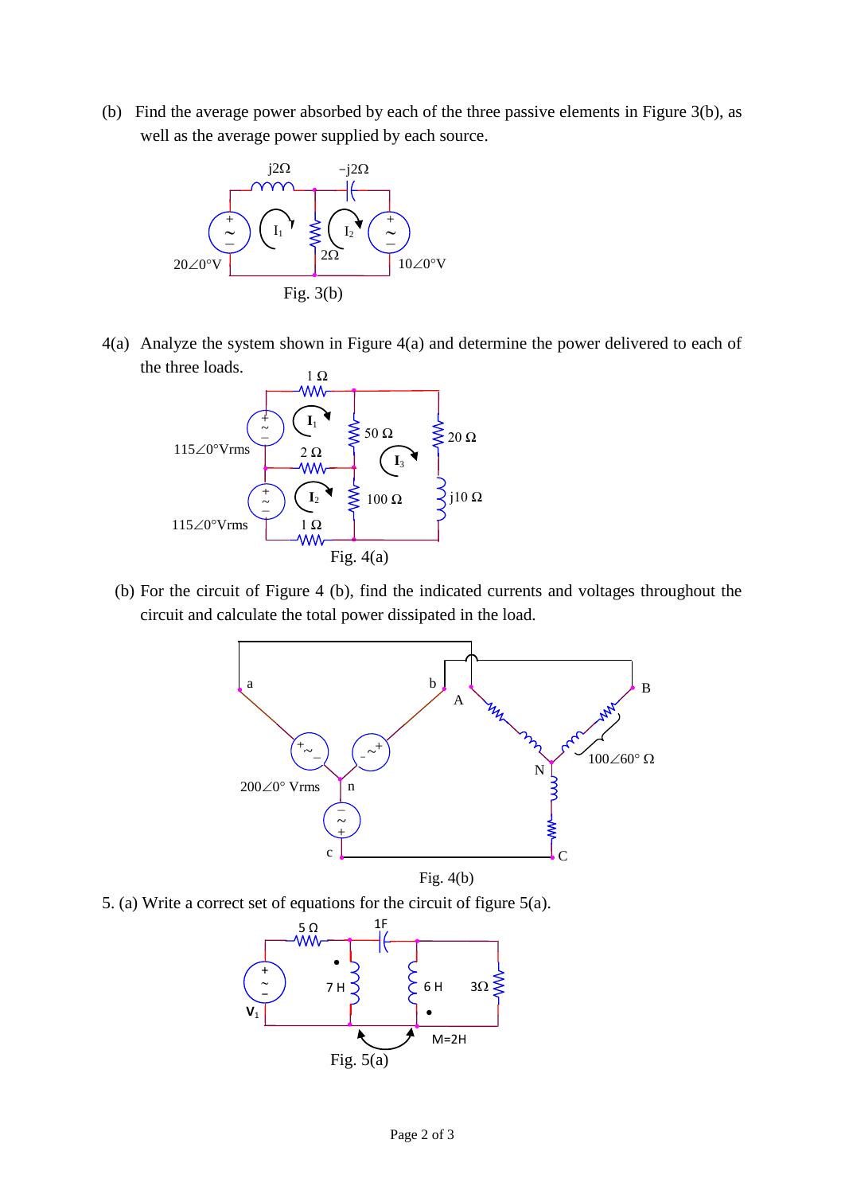(b) Find the average power absorbed by each of the three passive elements in Figure 3(b), as well as the average power supplied by each source.

Fig. 3(b)

4(a) Analyze the system shown in Figure 4(a) and determine the power delivered to each of the three loads.

Fig. 4(a)

(b) For the circuit of Figure 4 (b), find the indicated currents and voltages throughout the circuit and calculate the total power dissipated in the load.

Fig. 4(b)

5. (a) Write a correct set of equations for the circuit of figure 5(a).

Fig. 5(a)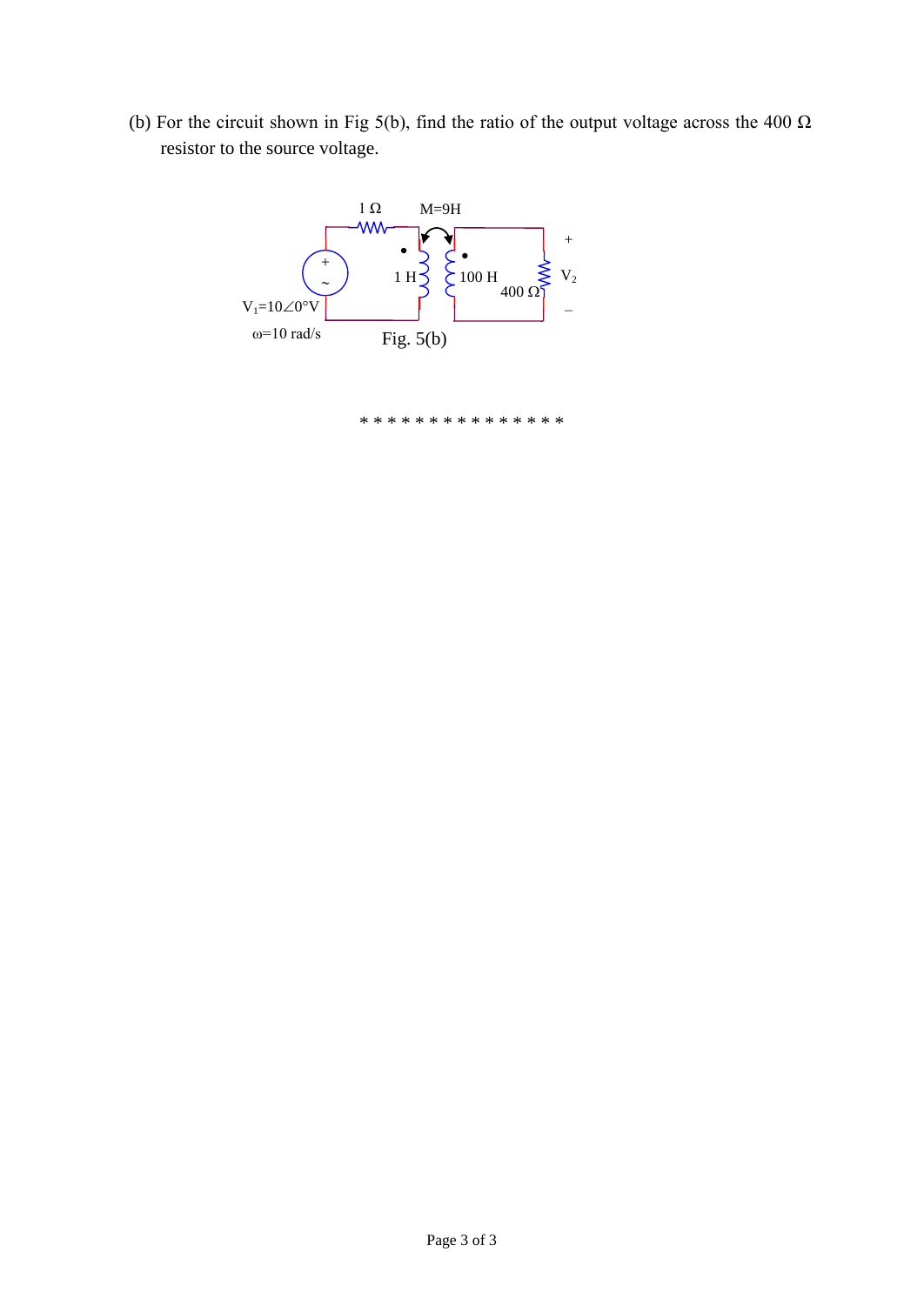(b) For the circuit shown in Fig 5(b), find the ratio of the output voltage across the 400 Ω resistor to the source voltage.

1 Ω

M=9H

1 H

100 H

400 Ω

+

$V_2$

–

$V_1 = 10\angle 0°$V

ω=10 rad/s

Fig. 5(b)

* * * * * * * * * * * * * * *